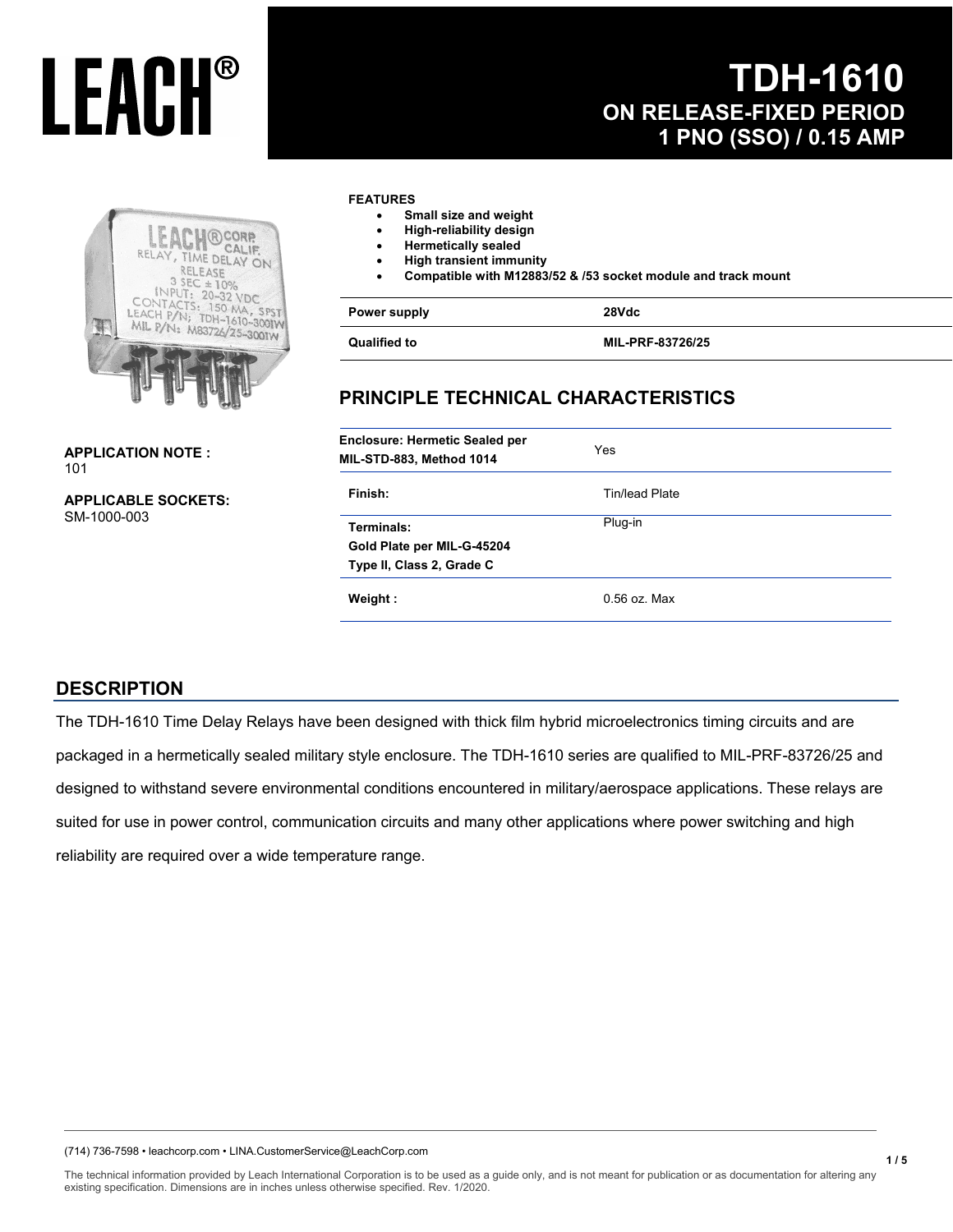# LEACH®

# TDH-1610
## ON RELEASE-FIXED PERIOD
## 1 PNO (SSO) / 0.15 AMP

**APPLICATION NOTE :**
101

**APPLICABLE SOCKETS:**
SM-1000-003

**FEATURES**

- **Small size and weight**
- **High-reliability design**
- **Hermetically sealed**
- **High transient immunity**
- **Compatible with M12883/52 & /53 socket module and track mount**

| | |
|---|---|
| **Power supply** | **28Vdc** |
| **Qualified to** | **MIL-PRF-83726/25** |

## PRINCIPLE TECHNICAL CHARACTERISTICS

| | |
|---|---|
| **Enclosure: Hermetic Sealed per MIL-STD-883, Method 1014** | Yes |
| **Finish:** | Tin/lead Plate |
| **Terminals:** **Gold Plate per MIL-G-45204 Type II, Class 2, Grade C** | Plug-in |
| **Weight :** | 0.56 oz. Max |

## DESCRIPTION

The TDH-1610 Time Delay Relays have been designed with thick film hybrid microelectronics timing circuits and are packaged in a hermetically sealed military style enclosure. The TDH-1610 series are qualified to MIL-PRF-83726/25 and designed to withstand severe environmental conditions encountered in military/aerospace applications. These relays are suited for use in power control, communication circuits and many other applications where power switching and high reliability are required over a wide temperature range.

(714) 736-7598 • leachcorp.com • LINA.CustomerService@LeachCorp.com

The technical information provided by Leach International Corporation is to be used as a guide only, and is not meant for publication or as documentation for altering any existing specification. Dimensions are in inches unless otherwise specified. Rev. 1/2020.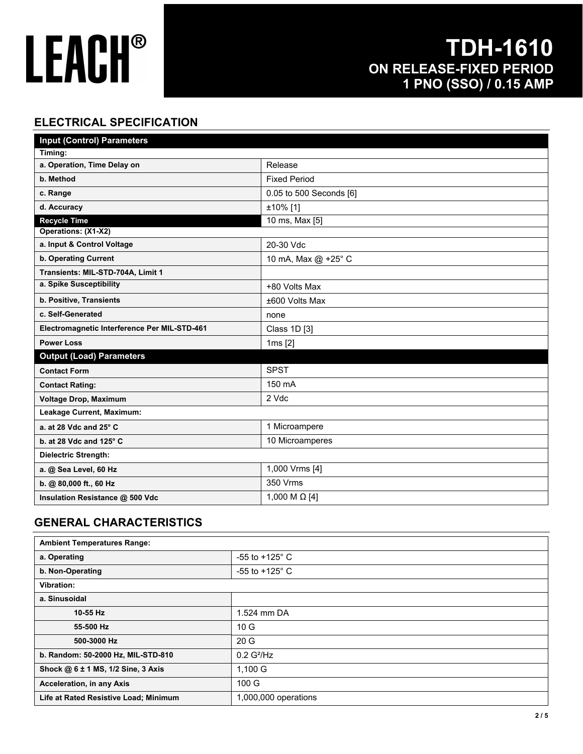# LEACH®

# TDH-1610
## ON RELEASE-FIXED PERIOD
## 1 PNO (SSO) / 0.15 AMP

## ELECTRICAL SPECIFICATION

| Input (Control) Parameters | |
|---|---|
| **Timing:** | |
| **a. Operation, Time Delay on** | Release |
| **b. Method** | Fixed Period |
| **c. Range** | 0.05 to 500 Seconds [6] |
| **d. Accuracy** | ±10% [1] |
| **Recycle Time** | 10 ms, Max [5] |
| **Operations: (X1-X2)** | |
| **a. Input & Control Voltage** | 20-30 Vdc |
| **b. Operating Current** | 10 mA, Max @ +25° C |
| **Transients: MIL-STD-704A, Limit 1** | |
| **a. Spike Susceptibility** | +80 Volts Max |
| **b. Positive, Transients** | ±600 Volts Max |
| **c. Self-Generated** | none |
| **Electromagnetic Interference Per MIL-STD-461** | Class 1D [3] |
| **Power Loss** | 1ms [2] |
| **Output (Load) Parameters** | |
| **Contact Form** | SPST |
| **Contact Rating:** | 150 mA |
| **Voltage Drop, Maximum** | 2 Vdc |
| **Leakage Current, Maximum:** | |
| **a. at 28 Vdc and 25° C** | 1 Microampere |
| **b. at 28 Vdc and 125° C** | 10 Microamperes |
| **Dielectric Strength:** | |
| **a. @ Sea Level, 60 Hz** | 1,000 Vrms [4] |
| **b. @ 80,000 ft., 60 Hz** | 350 Vrms |
| **Insulation Resistance @ 500 Vdc** | 1,000 M Ω [4] |

## GENERAL CHARACTERISTICS

| Parameter | Value |
|---|---|
| **Ambient Temperatures Range:** | |
| **a. Operating** | -55 to +125° C |
| **b. Non-Operating** | -55 to +125° C |
| **Vibration:** | |
| **a. Sinusoidal** | |
| **10-55 Hz** | 1.524 mm DA |
| **55-500 Hz** | 10 G |
| **500-3000 Hz** | 20 G |
| **b. Random: 50-2000 Hz, MIL-STD-810** | 0.2 $G^2$/Hz |
| **Shock @ 6 ± 1 MS, 1/2 Sine, 3 Axis** | 1,100 G |
| **Acceleration, in any Axis** | 100 G |
| **Life at Rated Resistive Load; Minimum** | 1,000,000 operations |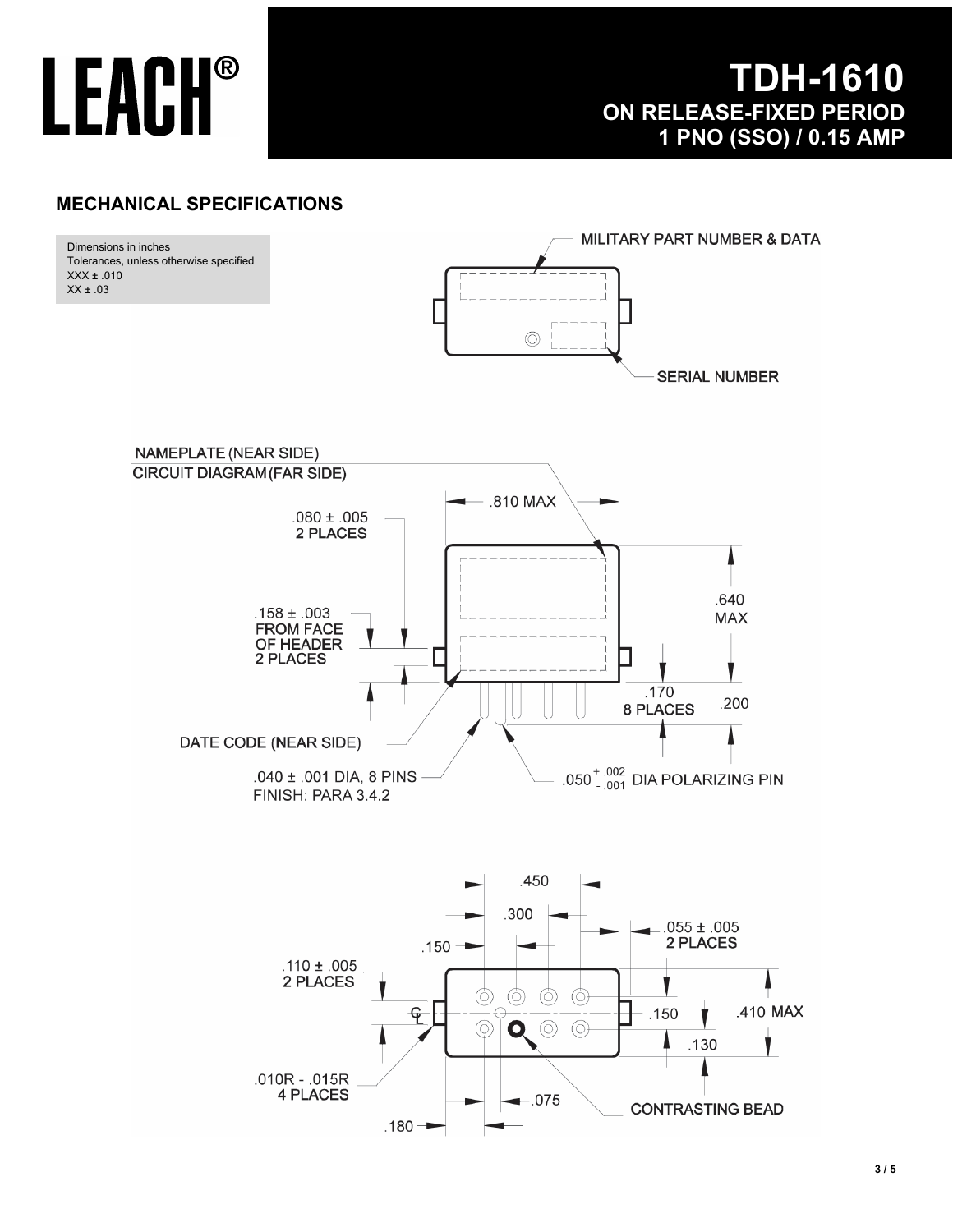# LEACH®

## TDH-1610
## ON RELEASE-FIXED PERIOD
## 1 PNO (SSO) / 0.15 AMP

## MECHANICAL SPECIFICATIONS

Dimensions in inches
Tolerances, unless otherwise specified
XXX ± .010
XX ± .03

MILITARY PART NUMBER & DATA

SERIAL NUMBER

NAMEPLATE (NEAR SIDE)
CIRCUIT DIAGRAM (FAR SIDE)

.810 MAX

.080 ± .005
2 PLACES

.640
MAX

.158 ± .003
FROM FACE
OF HEADER
2 PLACES

.170
8 PLACES

.200

DATE CODE (NEAR SIDE)

.040 ± .001 DIA, 8 PINS
FINISH: PARA 3.4.2

$.050^{+.002}_{-.001}$ DIA POLARIZING PIN

.450

.300

.150

.055 ± .005
2 PLACES

.110 ± .005
2 PLACES

℄

.150

.410 MAX

.130

.010R - .015R
4 PLACES

.075

CONTRASTING BEAD

.180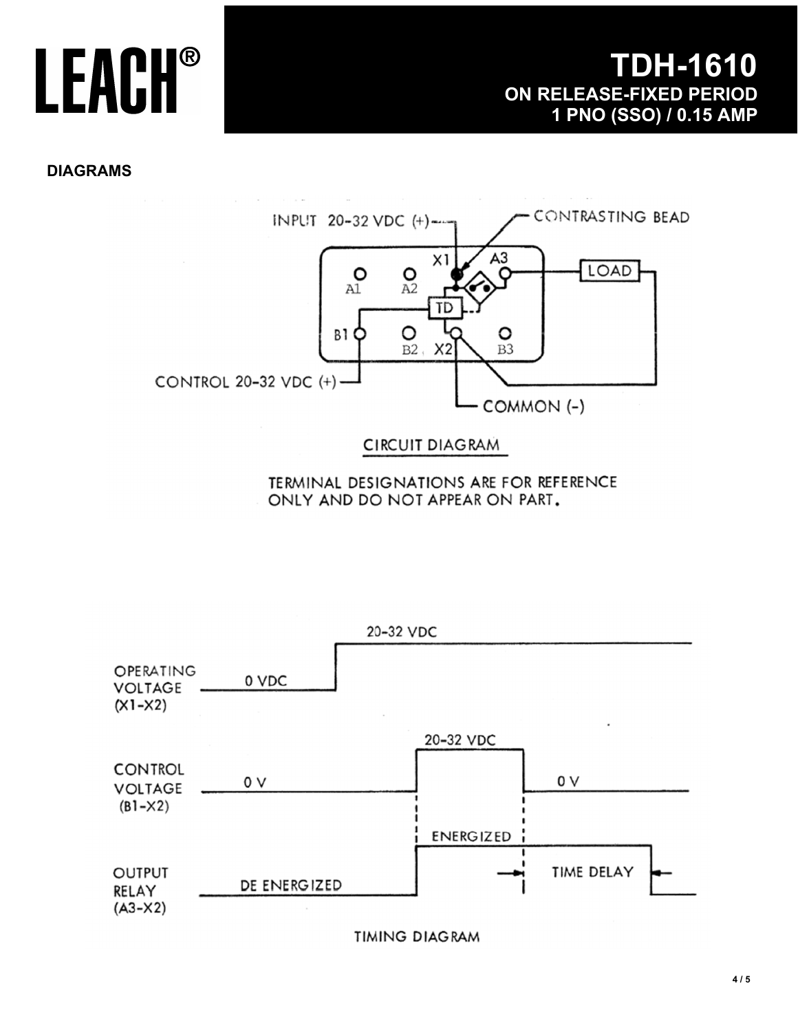## DIAGRAMS

INPUT 20-32 VDC (+)

CONTRASTING BEAD

X1 A3

A1 A2

TD

LOAD

B1 B2 X2 B3

CONTROL 20-32 VDC (+)

COMMON (-)

CIRCUIT DIAGRAM

TERMINAL DESIGNATIONS ARE FOR REFERENCE ONLY AND DO NOT APPEAR ON PART.

OPERATING VOLTAGE (X1-X2): 0 VDC, 20-32 VDC

CONTROL VOLTAGE (B1-X2): 0 V, 20-32 VDC, 0 V

OUTPUT RELAY (A3-X2): DE ENERGIZED, ENERGIZED, TIME DELAY

TIMING DIAGRAM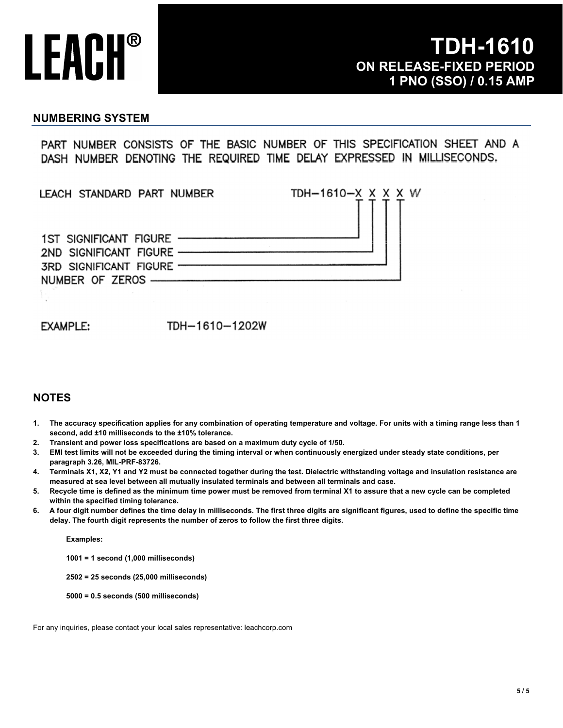# LEACH®

## TDH-1610
## ON RELEASE-FIXED PERIOD
## 1 PNO (SSO) / 0.15 AMP

## NUMBERING SYSTEM

PART NUMBER CONSISTS OF THE BASIC NUMBER OF THIS SPECIFICATION SHEET AND A DASH NUMBER DENOTING THE REQUIRED TIME DELAY EXPRESSED IN MILLISECONDS.

LEACH STANDARD PART NUMBER TDH-1610-X X X X W

- 1ST SIGNIFICANT FIGURE
- 2ND SIGNIFICANT FIGURE
- 3RD SIGNIFICANT FIGURE
- NUMBER OF ZEROS

EXAMPLE: TDH-1610-1202W

## NOTES

1. **The accuracy specification applies for any combination of operating temperature and voltage. For units with a timing range less than 1 second, add ±10 milliseconds to the ±10% tolerance.**
2. **Transient and power loss specifications are based on a maximum duty cycle of 1/50.**
3. **EMI test limits will not be exceeded during the timing interval or when continuously energized under steady state conditions, per paragraph 3.26, MIL-PRF-83726.**
4. **Terminals X1, X2, Y1 and Y2 must be connected together during the test. Dielectric withstanding voltage and insulation resistance are measured at sea level between all mutually insulated terminals and between all terminals and case.**
5. **Recycle time is defined as the minimum time power must be removed from terminal X1 to assure that a new cycle can be completed within the specified timing tolerance.**
6. **A four digit number defines the time delay in milliseconds. The first three digits are significant figures, used to define the specific time delay. The fourth digit represents the number of zeros to follow the first three digits.**

   **Examples:**

   **1001 = 1 second (1,000 milliseconds)**

   **2502 = 25 seconds (25,000 milliseconds)**

   **5000 = 0.5 seconds (500 milliseconds)**

For any inquiries, please contact your local sales representative: leachcorp.com